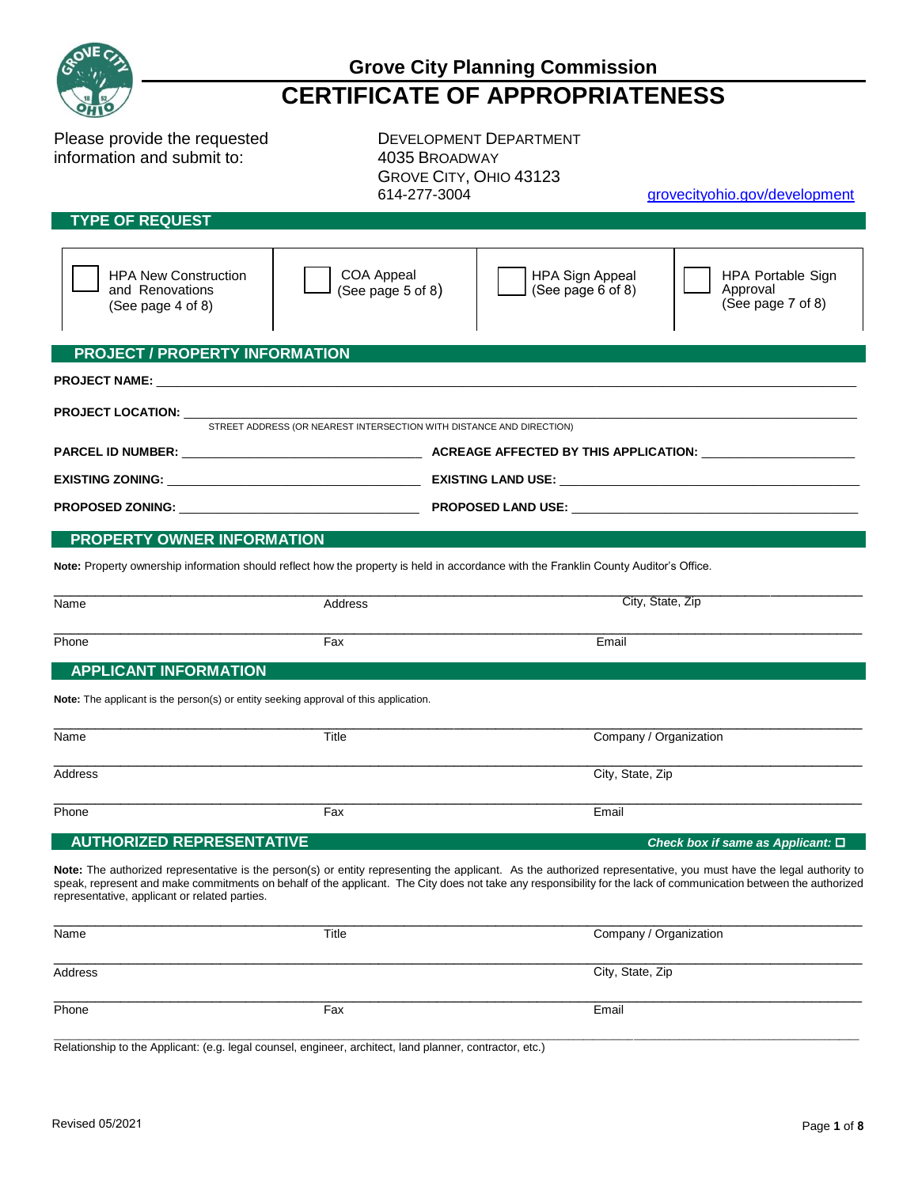## Grove City Planning Commission

# CERTIFICATE OF APPROPRIATENESS

Please provide the requested information and submit to:

DEVELOPMENT DEPARTMENT
4035 BROADWAY
GROVE CITY, OHIO 43123
614-277-3004

grovecityohio.gov/development

## TYPE OF REQUEST

| ☐ HPA New Construction and Renovations (See page 4 of 8) | ☐ COA Appeal (See page 5 of 8) | ☐ HPA Sign Appeal (See page 6 of 8) | ☐ HPA Portable Sign Approval (See page 7 of 8) |
|---|---|---|---|

## PROJECT / PROPERTY INFORMATION

**PROJECT NAME:** ______________________________

**PROJECT LOCATION:** ______________________________
STREET ADDRESS (OR NEAREST INTERSECTION WITH DISTANCE AND DIRECTION)

**PARCEL ID NUMBER:** ______________________ **ACREAGE AFFECTED BY THIS APPLICATION:** ______________________

**EXISTING ZONING:** ______________________ **EXISTING LAND USE:** ______________________

**PROPOSED ZONING:** ______________________ **PROPOSED LAND USE:** ______________________

## PROPERTY OWNER INFORMATION

**Note:** Property ownership information should reflect how the property is held in accordance with the Franklin County Auditor's Office.

| Name | Address | City, State, Zip |
|---|---|---|
| Phone | Fax | Email |

## APPLICANT INFORMATION

**Note:** The applicant is the person(s) or entity seeking approval of this application.

| Name | Title | Company / Organization |
|---|---|---|
| Address | | City, State, Zip |
| Phone | Fax | Email |

## AUTHORIZED REPRESENTATIVE

*Check box if same as Applicant:* ☐

**Note:** The authorized representative is the person(s) or entity representing the applicant. As the authorized representative, you must have the legal authority to speak, represent and make commitments on behalf of the applicant. The City does not take any responsibility for the lack of communication between the authorized representative, applicant or related parties.

| Name | Title | Company / Organization |
|---|---|---|
| Address | | City, State, Zip |
| Phone | Fax | Email |

______________________________
Relationship to the Applicant: (e.g. legal counsel, engineer, architect, land planner, contractor, etc.)

Revised 05/2021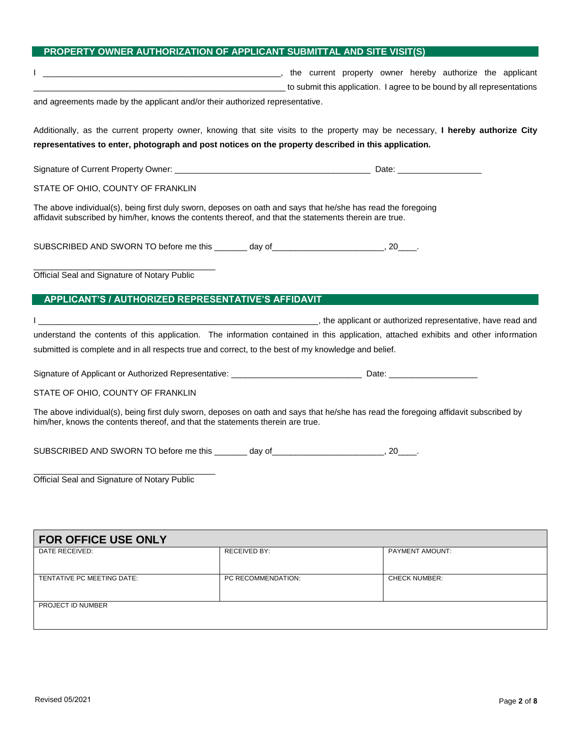## PROPERTY OWNER AUTHORIZATION OF APPLICANT SUBMITTAL AND SITE VISIT(S)

I ______________________________________________________, the current property owner hereby authorize the applicant ________________________________________________________ to submit this application. I agree to be bound by all representations and agreements made by the applicant and/or their authorized representative.

Additionally, as the current property owner, knowing that site visits to the property may be necessary, **I hereby authorize City representatives to enter, photograph and post notices on the property described in this application.**

Signature of Current Property Owner: ____________________________________________ Date: __________________

STATE OF OHIO, COUNTY OF FRANKLIN

The above individual(s), being first duly sworn, deposes on oath and says that he/she has read the foregoing affidavit subscribed by him/her, knows the contents thereof, and that the statements therein are true.

SUBSCRIBED AND SWORN TO before me this _______ day of________________________, 20____.

________________________________________
Official Seal and Signature of Notary Public

## APPLICANT'S / AUTHORIZED REPRESENTATIVE'S AFFIDAVIT

I ________________________________________________________________, the applicant or authorized representative, have read and understand the contents of this application. The information contained in this application, attached exhibits and other information submitted is complete and in all respects true and correct, to the best of my knowledge and belief.

Signature of Applicant or Authorized Representative: ____________________________ Date: ___________________

STATE OF OHIO, COUNTY OF FRANKLIN

The above individual(s), being first duly sworn, deposes on oath and says that he/she has read the foregoing affidavit subscribed by him/her, knows the contents thereof, and that the statements therein are true.

SUBSCRIBED AND SWORN TO before me this _______ day of________________________, 20____.

________________________________________
Official Seal and Signature of Notary Public

| FOR OFFICE USE ONLY | | |
|---|---|---|
| DATE RECEIVED: | RECEIVED BY: | PAYMENT AMOUNT: |
| TENTATIVE PC MEETING DATE: | PC RECOMMENDATION: | CHECK NUMBER: |
| PROJECT ID NUMBER | | |

Revised 05/2021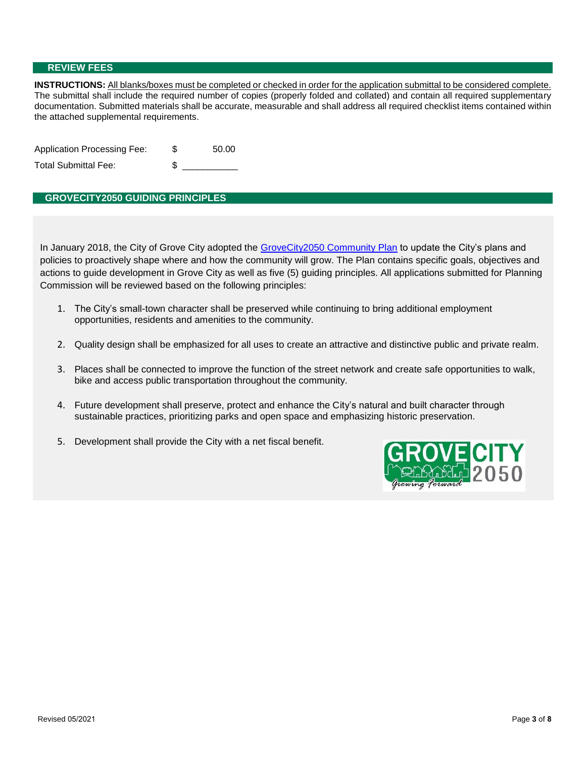## REVIEW FEES

**INSTRUCTIONS:** All blanks/boxes must be completed or checked in order for the application submittal to be considered complete. The submittal shall include the required number of copies (properly folded and collated) and contain all required supplementary documentation. Submitted materials shall be accurate, measurable and shall address all required checklist items contained within the attached supplemental requirements.

| | | |
|---|---|---|
| Application Processing Fee: | $ | 50.00 |
| Total Submittal Fee: | $ | ___________ |

## GROVECITY2050 GUIDING PRINCIPLES

In January 2018, the City of Grove City adopted the GroveCity2050 Community Plan to update the City's plans and policies to proactively shape where and how the community will grow. The Plan contains specific goals, objectives and actions to guide development in Grove City as well as five (5) guiding principles. All applications submitted for Planning Commission will be reviewed based on the following principles:

1. The City's small-town character shall be preserved while continuing to bring additional employment opportunities, residents and amenities to the community.
2. Quality design shall be emphasized for all uses to create an attractive and distinctive public and private realm.
3. Places shall be connected to improve the function of the street network and create safe opportunities to walk, bike and access public transportation throughout the community.
4. Future development shall preserve, protect and enhance the City's natural and built character through sustainable practices, prioritizing parks and open space and emphasizing historic preservation.
5. Development shall provide the City with a net fiscal benefit.

Revised 05/2021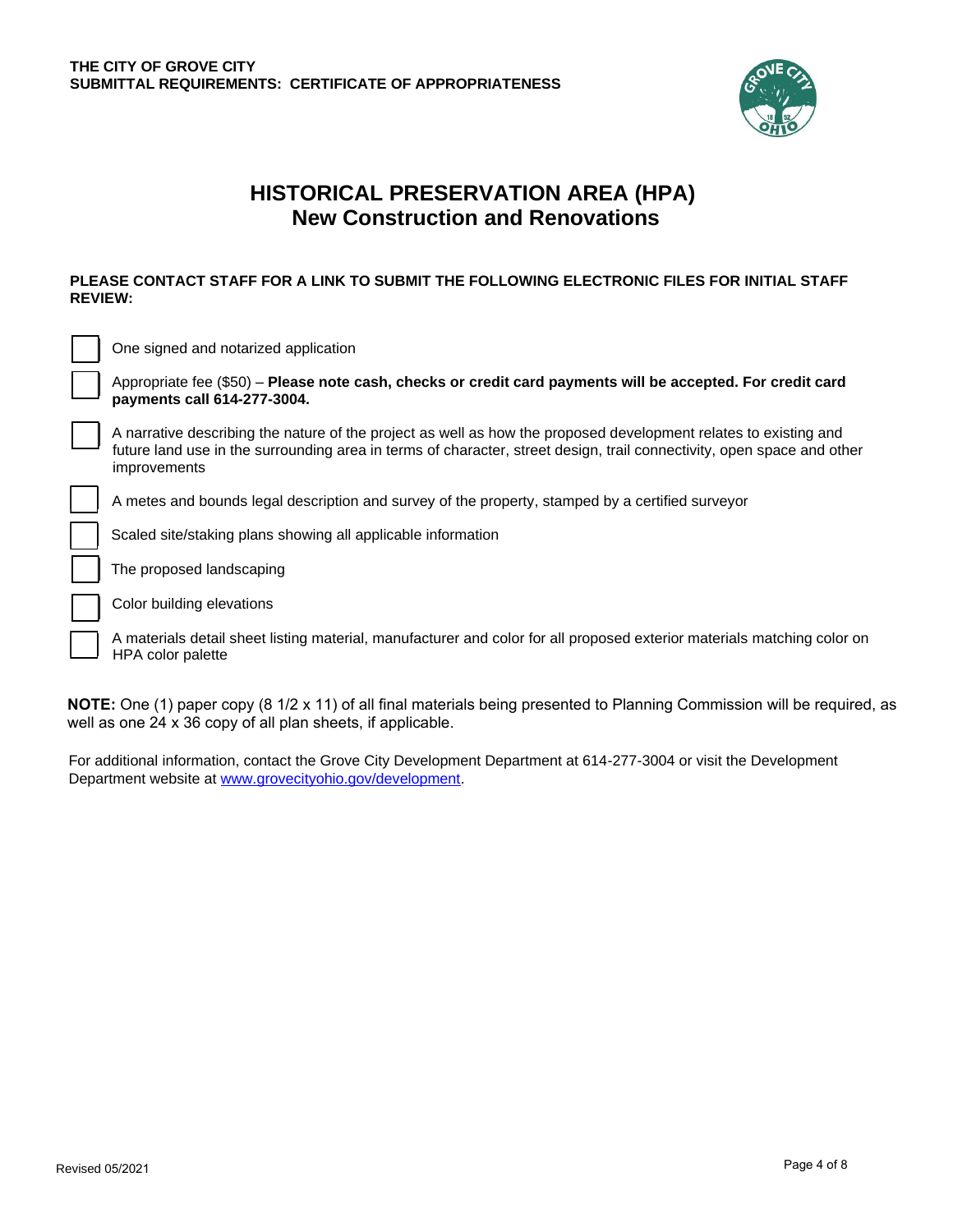**THE CITY OF GROVE CITY**
**SUBMITTAL REQUIREMENTS: CERTIFICATE OF APPROPRIATENESS**

# HISTORICAL PRESERVATION AREA (HPA)
## New Construction and Renovations

**PLEASE CONTACT STAFF FOR A LINK TO SUBMIT THE FOLLOWING ELECTRONIC FILES FOR INITIAL STAFF REVIEW:**

- [ ] One signed and notarized application
- [ ] Appropriate fee ($50) – **Please note cash, checks or credit card payments will be accepted. For credit card payments call 614-277-3004.**
- [ ] A narrative describing the nature of the project as well as how the proposed development relates to existing and future land use in the surrounding area in terms of character, street design, trail connectivity, open space and other improvements
- [ ] A metes and bounds legal description and survey of the property, stamped by a certified surveyor
- [ ] Scaled site/staking plans showing all applicable information
- [ ] The proposed landscaping
- [ ] Color building elevations
- [ ] A materials detail sheet listing material, manufacturer and color for all proposed exterior materials matching color on HPA color palette

**NOTE:** One (1) paper copy (8 1/2 x 11) of all final materials being presented to Planning Commission will be required, as well as one 24 x 36 copy of all plan sheets, if applicable.

For additional information, contact the Grove City Development Department at 614-277-3004 or visit the Development Department website at [www.grovecityohio.gov/development](http://www.grovecityohio.gov/development).

Revised 05/2021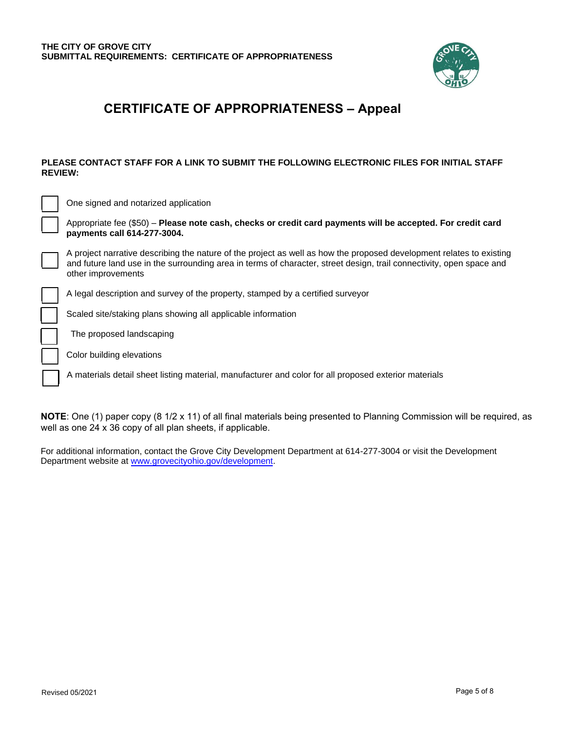**THE CITY OF GROVE CITY**
**SUBMITTAL REQUIREMENTS: CERTIFICATE OF APPROPRIATENESS**

# CERTIFICATE OF APPROPRIATENESS – Appeal

**PLEASE CONTACT STAFF FOR A LINK TO SUBMIT THE FOLLOWING ELECTRONIC FILES FOR INITIAL STAFF REVIEW:**

- [ ] One signed and notarized application
- [ ] Appropriate fee ($50) – **Please note cash, checks or credit card payments will be accepted. For credit card payments call 614-277-3004.**
- [ ] A project narrative describing the nature of the project as well as how the proposed development relates to existing and future land use in the surrounding area in terms of character, street design, trail connectivity, open space and other improvements
- [ ] A legal description and survey of the property, stamped by a certified surveyor
- [ ] Scaled site/staking plans showing all applicable information
- [ ] The proposed landscaping
- [ ] Color building elevations
- [ ] A materials detail sheet listing material, manufacturer and color for all proposed exterior materials

**NOTE**: One (1) paper copy (8 1/2 x 11) of all final materials being presented to Planning Commission will be required, as well as one 24 x 36 copy of all plan sheets, if applicable.

For additional information, contact the Grove City Development Department at 614-277-3004 or visit the Development Department website at www.grovecityohio.gov/development.

Revised 05/2021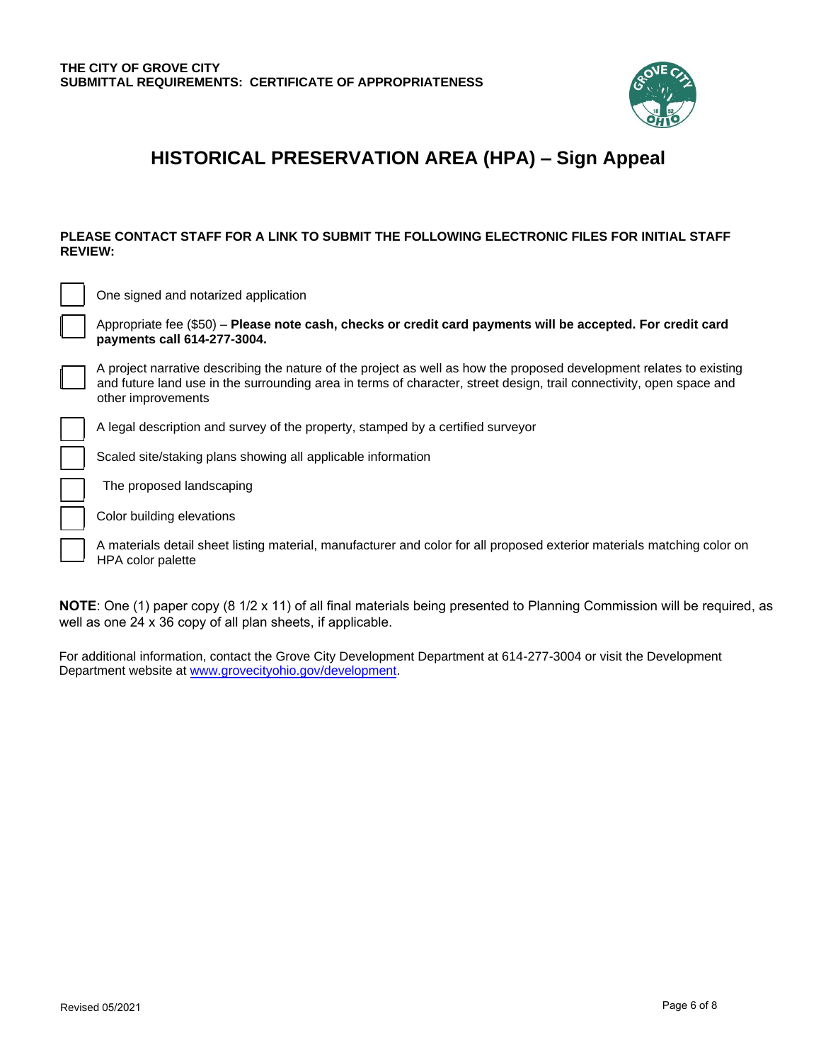**THE CITY OF GROVE CITY**
**SUBMITTAL REQUIREMENTS: CERTIFICATE OF APPROPRIATENESS**

# HISTORICAL PRESERVATION AREA (HPA) – Sign Appeal

**PLEASE CONTACT STAFF FOR A LINK TO SUBMIT THE FOLLOWING ELECTRONIC FILES FOR INITIAL STAFF REVIEW:**

- [ ] One signed and notarized application
- [ ] Appropriate fee ($50) – **Please note cash, checks or credit card payments will be accepted. For credit card payments call 614-277-3004.**
- [ ] A project narrative describing the nature of the project as well as how the proposed development relates to existing and future land use in the surrounding area in terms of character, street design, trail connectivity, open space and other improvements
- [ ] A legal description and survey of the property, stamped by a certified surveyor
- [ ] Scaled site/staking plans showing all applicable information
- [ ] The proposed landscaping
- [ ] Color building elevations
- [ ] A materials detail sheet listing material, manufacturer and color for all proposed exterior materials matching color on HPA color palette

**NOTE**: One (1) paper copy (8 1/2 x 11) of all final materials being presented to Planning Commission will be required, as well as one 24 x 36 copy of all plan sheets, if applicable.

For additional information, contact the Grove City Development Department at 614-277-3004 or visit the Development Department website at [www.grovecityohio.gov/development](http://www.grovecityohio.gov/development).

Revised 05/2021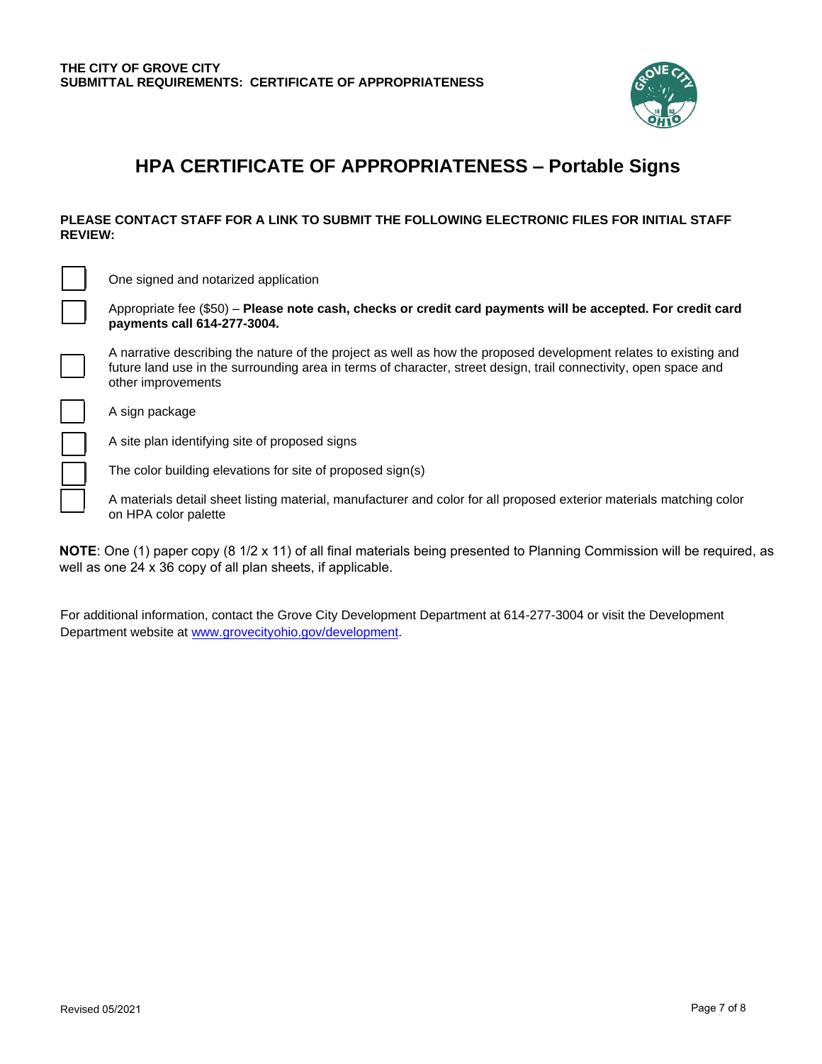**THE CITY OF GROVE CITY**
**SUBMITTAL REQUIREMENTS: CERTIFICATE OF APPROPRIATENESS**

# HPA CERTIFICATE OF APPROPRIATENESS – Portable Signs

**PLEASE CONTACT STAFF FOR A LINK TO SUBMIT THE FOLLOWING ELECTRONIC FILES FOR INITIAL STAFF REVIEW:**

- [ ] One signed and notarized application
- [ ] Appropriate fee ($50) – **Please note cash, checks or credit card payments will be accepted. For credit card payments call 614-277-3004.**
- [ ] A narrative describing the nature of the project as well as how the proposed development relates to existing and future land use in the surrounding area in terms of character, street design, trail connectivity, open space and other improvements
- [ ] A sign package
- [ ] A site plan identifying site of proposed signs
- [ ] The color building elevations for site of proposed sign(s)
- [ ] A materials detail sheet listing material, manufacturer and color for all proposed exterior materials matching color on HPA color palette

**NOTE**: One (1) paper copy (8 1/2 x 11) of all final materials being presented to Planning Commission will be required, as well as one 24 x 36 copy of all plan sheets, if applicable.

For additional information, contact the Grove City Development Department at 614-277-3004 or visit the Development Department website at [www.grovecityohio.gov/development](www.grovecityohio.gov/development).

Revised 05/2021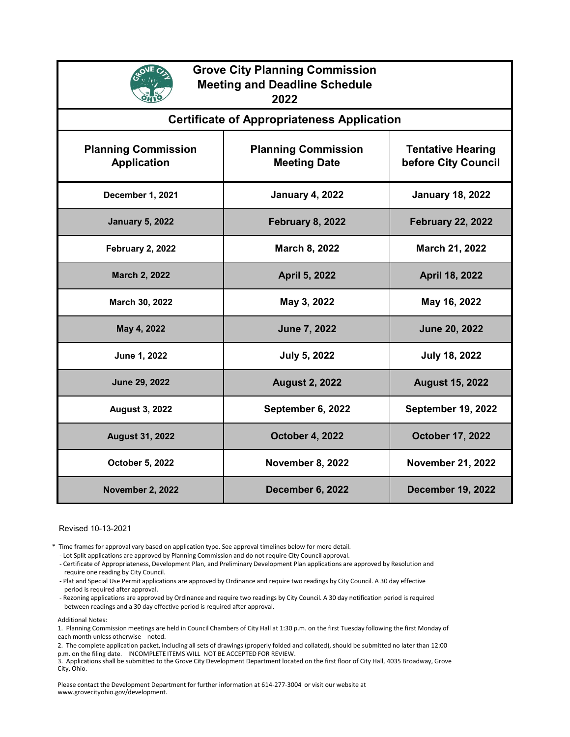# Grove City Planning Commission Meeting and Deadline Schedule 2022

## Certificate of Appropriateness Application

| Planning Commission Application | Planning Commission Meeting Date | Tentative Hearing before City Council |
|---|---|---|
| December 1, 2021 | January 4, 2022 | January 18, 2022 |
| January 5, 2022 | February 8, 2022 | February 22, 2022 |
| February 2, 2022 | March 8, 2022 | March 21, 2022 |
| March 2, 2022 | April 5, 2022 | April 18, 2022 |
| March 30, 2022 | May 3, 2022 | May 16, 2022 |
| May 4, 2022 | June 7, 2022 | June 20, 2022 |
| June 1, 2022 | July 5, 2022 | July 18, 2022 |
| June 29, 2022 | August 2, 2022 | August 15, 2022 |
| August 3, 2022 | September 6, 2022 | September 19, 2022 |
| August 31, 2022 | October 4, 2022 | October 17, 2022 |
| October 5, 2022 | November 8, 2022 | November 21, 2022 |
| November 2, 2022 | December 6, 2022 | December 19, 2022 |

Revised 10-13-2021

\* Time frames for approval vary based on application type. See approval timelines below for more detail.
- Lot Split applications are approved by Planning Commission and do not require City Council approval.
- Certificate of Appropriateness, Development Plan, and Preliminary Development Plan applications are approved by Resolution and require one reading by City Council.
- Plat and Special Use Permit applications are approved by Ordinance and require two readings by City Council. A 30 day effective period is required after approval.
- Rezoning applications are approved by Ordinance and require two readings by City Council. A 30 day notification period is required between readings and a 30 day effective period is required after approval.

Additional Notes:

1. Planning Commission meetings are held in Council Chambers of City Hall at 1:30 p.m. on the first Tuesday following the first Monday of each month unless otherwise noted.
2. The complete application packet, including all sets of drawings (properly folded and collated), should be submitted no later than 12:00 p.m. on the filing date. INCOMPLETE ITEMS WILL NOT BE ACCEPTED FOR REVIEW.
3. Applications shall be submitted to the Grove City Development Department located on the first floor of City Hall, 4035 Broadway, Grove City, Ohio.

Please contact the Development Department for further information at 614-277-3004 or visit our website at www.grovecityohio.gov/development.